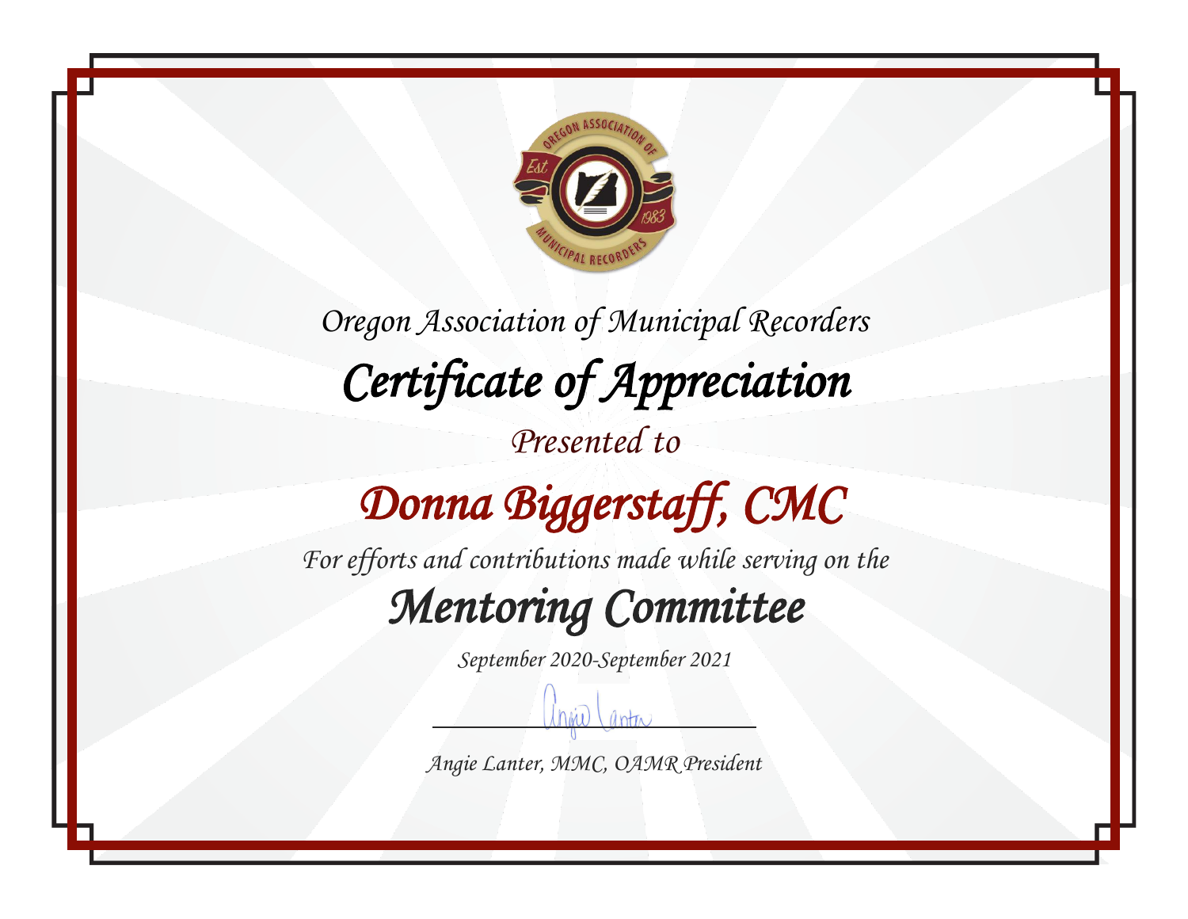*Oregon Association of Municipal Recorders*

# *Certificate of Appreciation*

*Presented to*

## *Donna Biggerstaff, CMC*

*For efforts and contributions made while serving on the*

## *Mentoring Committee*

*September 2020-September 2021*

*Angie Lanter, MMC, OAMR President*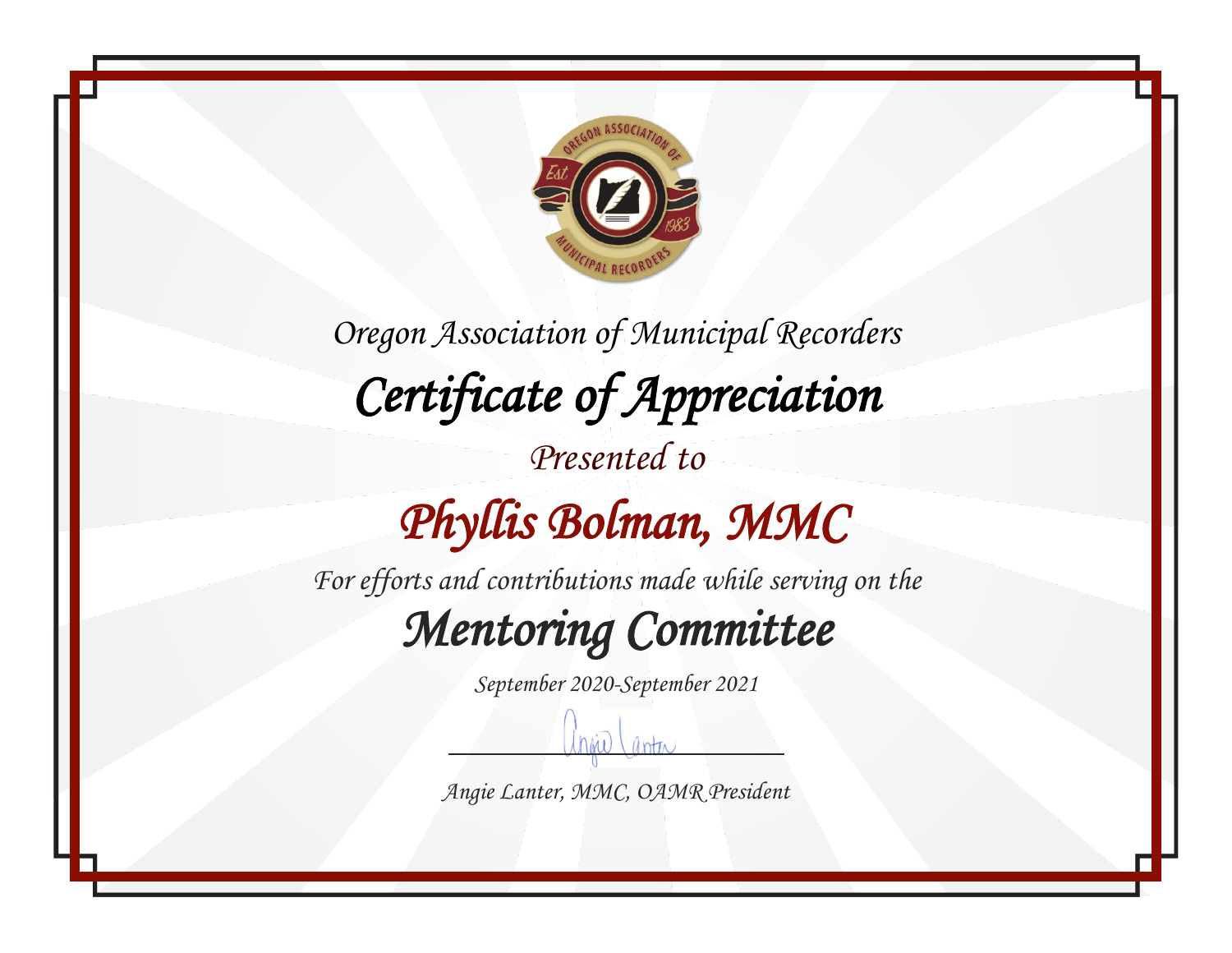Oregon Association of Municipal Recorders

# Certificate of Appreciation

Presented to

## Phyllis Bolman, MMC

For efforts and contributions made while serving on the

## Mentoring Committee

September 2020-September 2021

Angie Lanter, MMC, OAMR President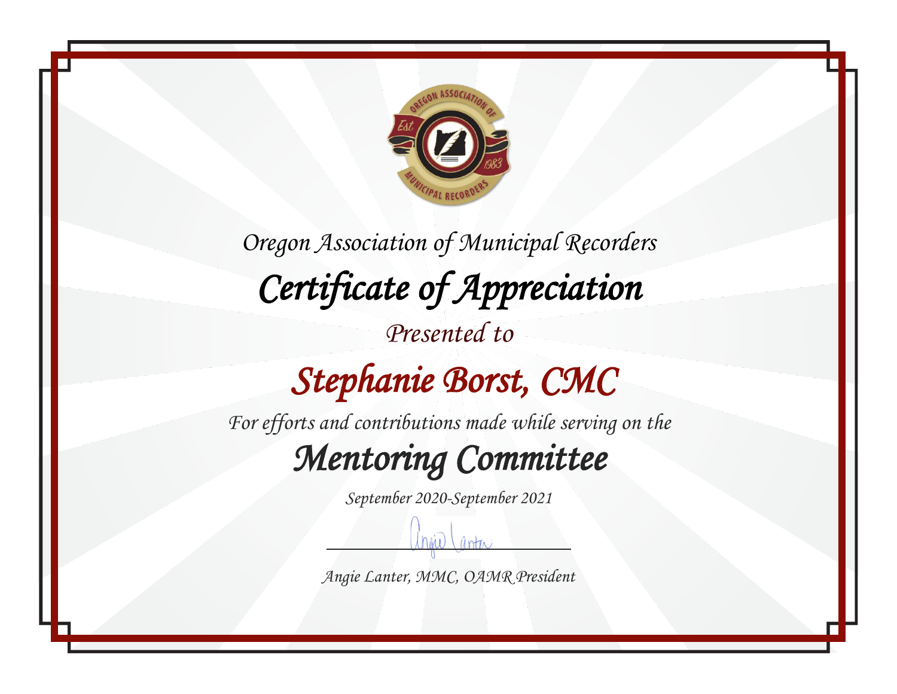Oregon Association of Municipal Recorders

# Certificate of Appreciation

Presented to

## Stephanie Borst, CMC

For efforts and contributions made while serving on the

## Mentoring Committee

September 2020-September 2021

Angie Lanter, MMC, OAMR President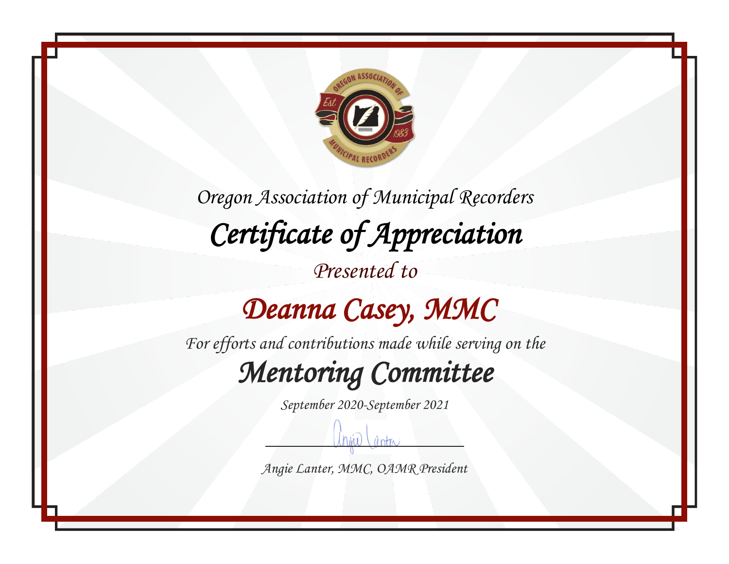Oregon Association of Municipal Recorders

# Certificate of Appreciation

Presented to

## Deanna Casey, MMC

For efforts and contributions made while serving on the

## Mentoring Committee

September 2020-September 2021

Angie Lanter, MMC, OAMR President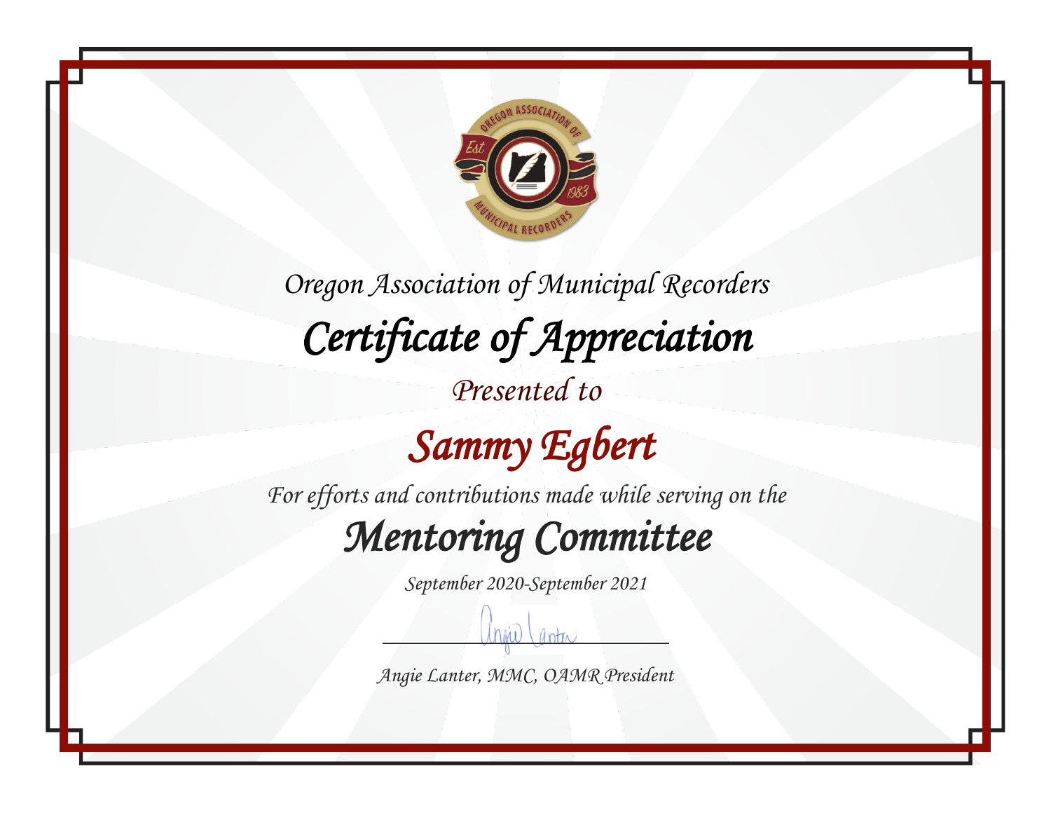*Oregon Association of Municipal Recorders*

# *Certificate of Appreciation*

*Presented to*

## *Sammy Egbert*

*For efforts and contributions made while serving on the*

## *Mentoring Committee*

*September 2020-September 2021*

*Angie Lanter, MMC, OAMR President*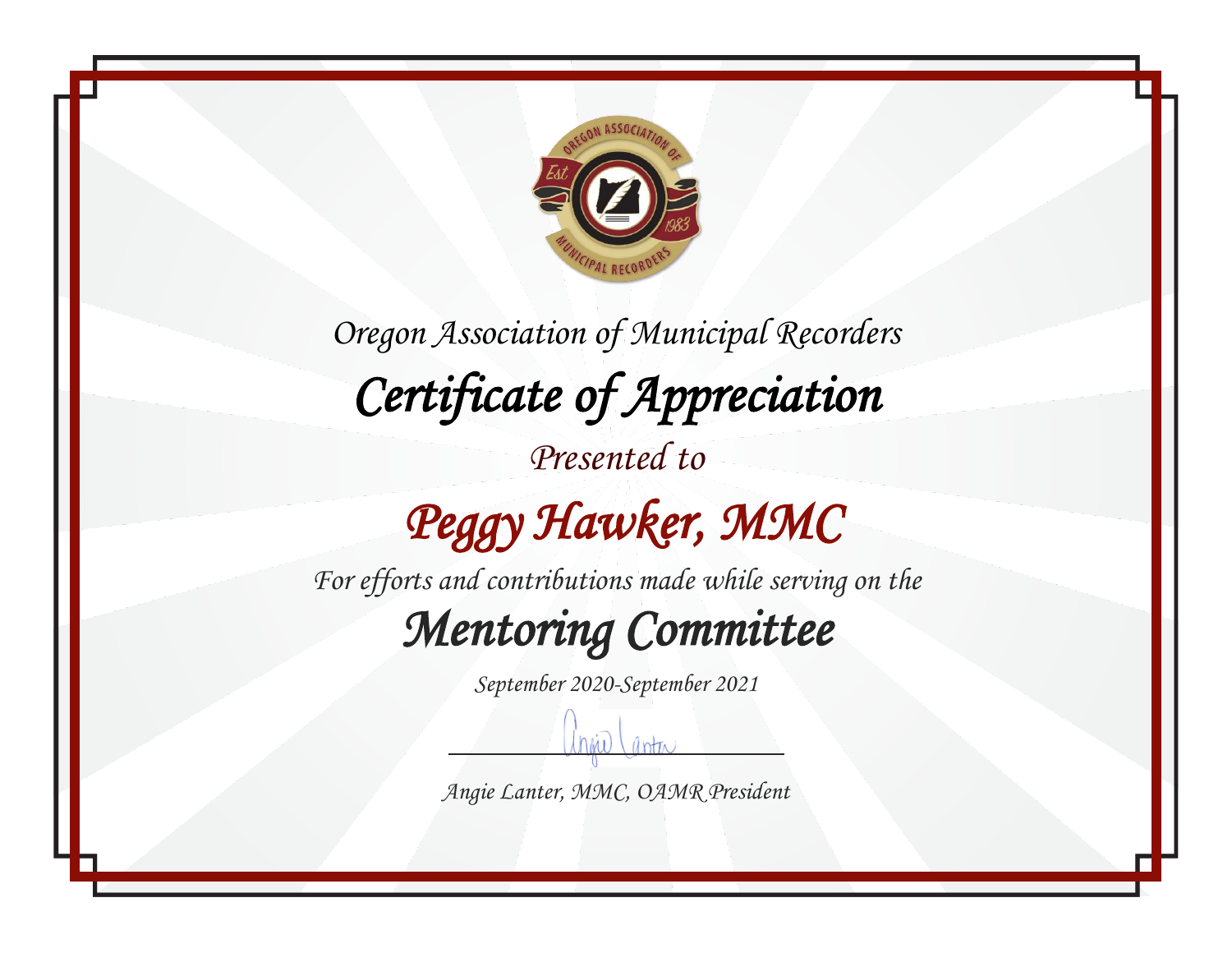Oregon Association of Municipal Recorders

# Certificate of Appreciation

Presented to

## Peggy Hawker, MMC

For efforts and contributions made while serving on the

## Mentoring Committee

September 2020-September 2021

Angie Lanter, MMC, OAMR President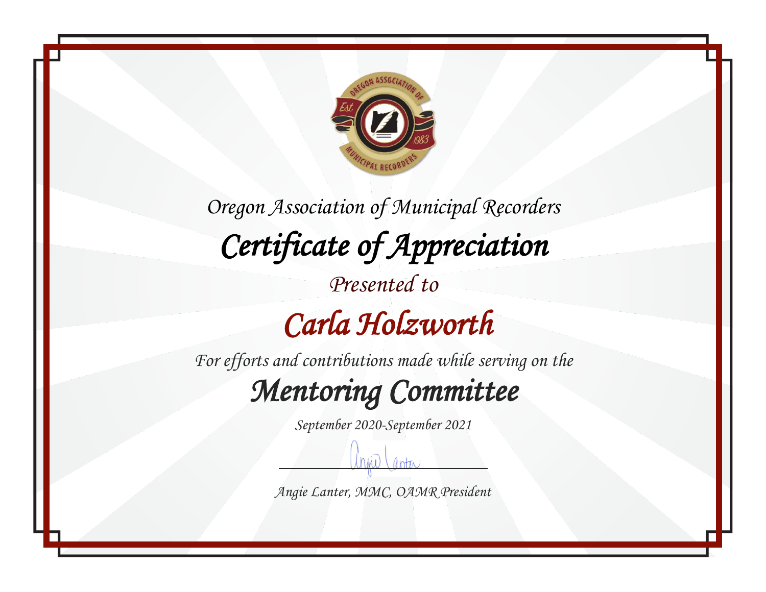*Oregon Association of Municipal Recorders*

# *Certificate of Appreciation*

*Presented to*

## *Carla Holzworth*

*For efforts and contributions made while serving on the*

## *Mentoring Committee*

*September 2020-September 2021*

*Angie Lanter, MMC, OAMR President*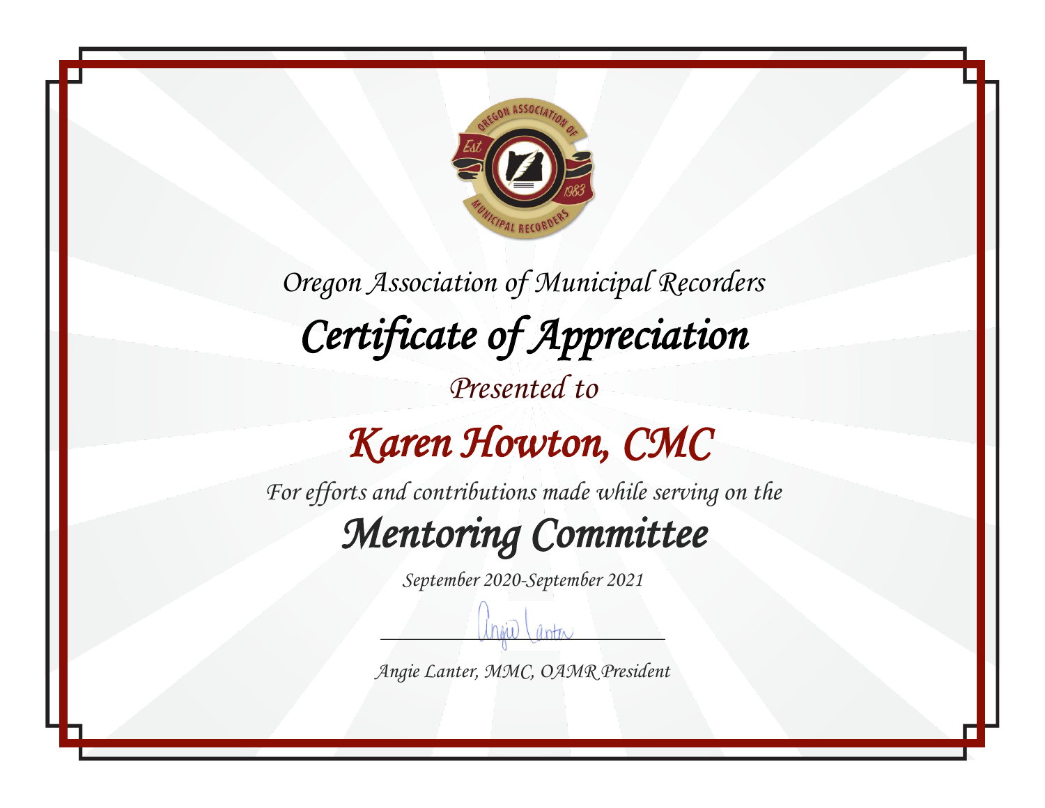*Oregon Association of Municipal Recorders*

# *Certificate of Appreciation*

*Presented to*

## *Karen Howton, CMC*

*For efforts and contributions made while serving on the*

## *Mentoring Committee*

*September 2020-September 2021*

*Angie Lanter, MMC, OAMR President*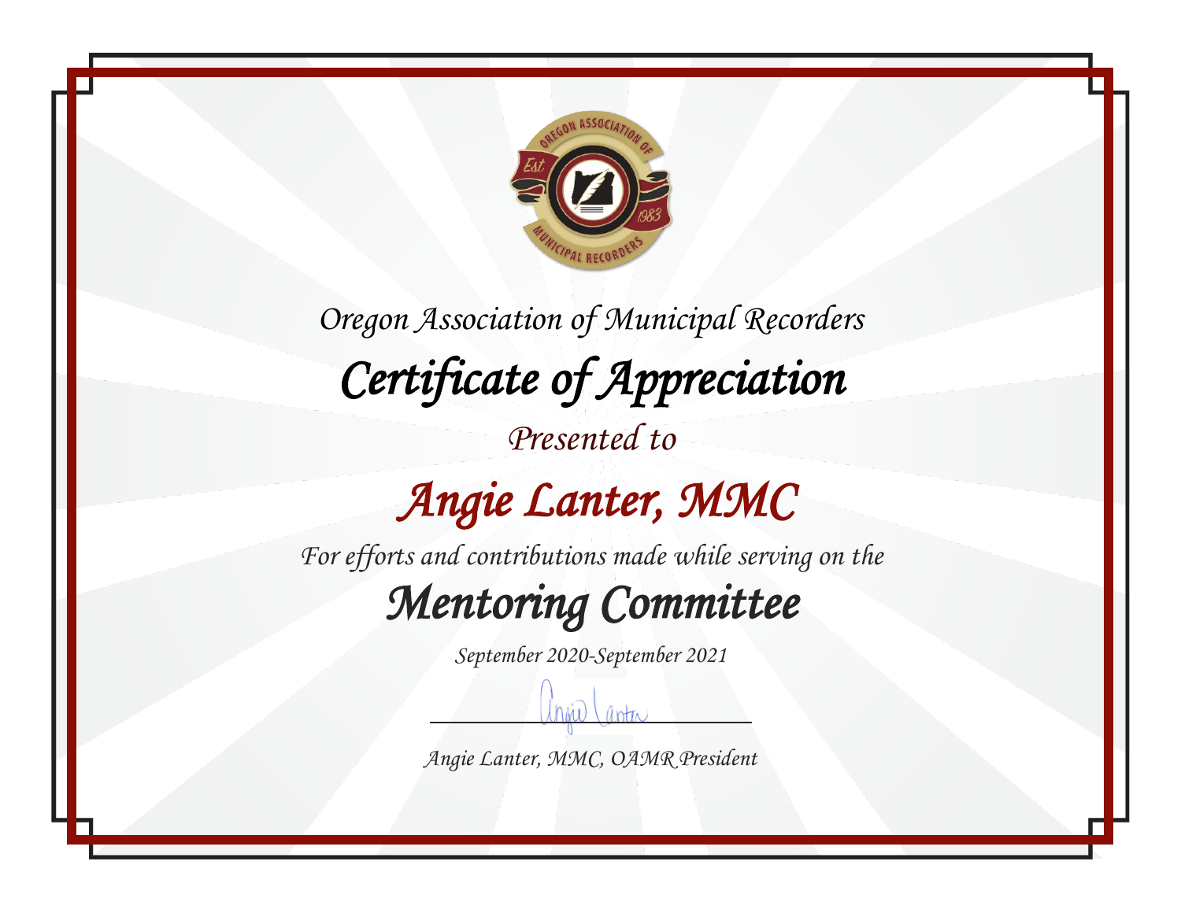*Oregon Association of Municipal Recorders*

# *Certificate of Appreciation*

*Presented to*

## *Angie Lanter, MMC*

*For efforts and contributions made while serving on the*

## *Mentoring Committee*

*September 2020-September 2021*

*Angie Lanter, MMC, OAMR President*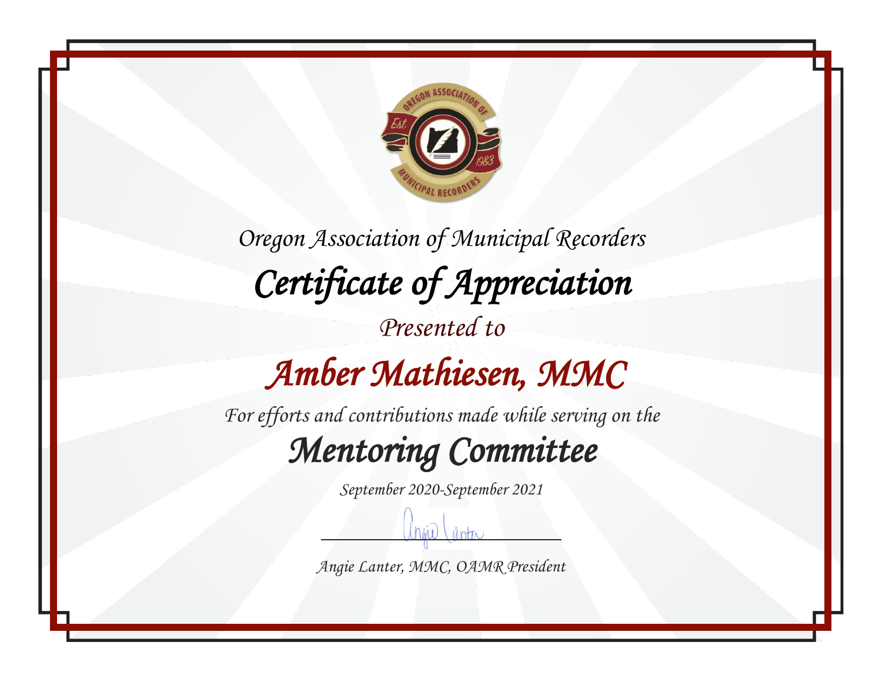Oregon Association of Municipal Recorders

# Certificate of Appreciation

Presented to

## Amber Mathiesen, MMC

For efforts and contributions made while serving on the

## Mentoring Committee

September 2020-September 2021

Angie Lanter, MMC, OAMR President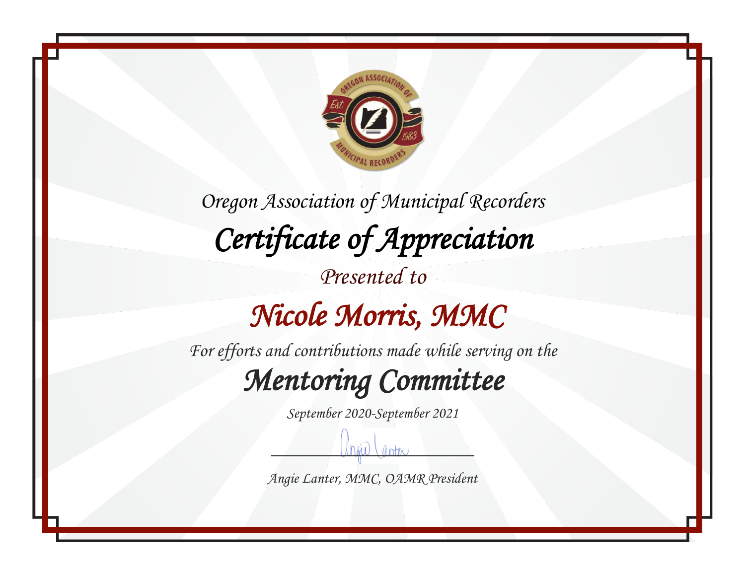Oregon Association of Municipal Recorders

# Certificate of Appreciation

Presented to

## Nicole Morris, MMC

For efforts and contributions made while serving on the

## Mentoring Committee

September 2020-September 2021

Angie Lanter, MMC, OAMR President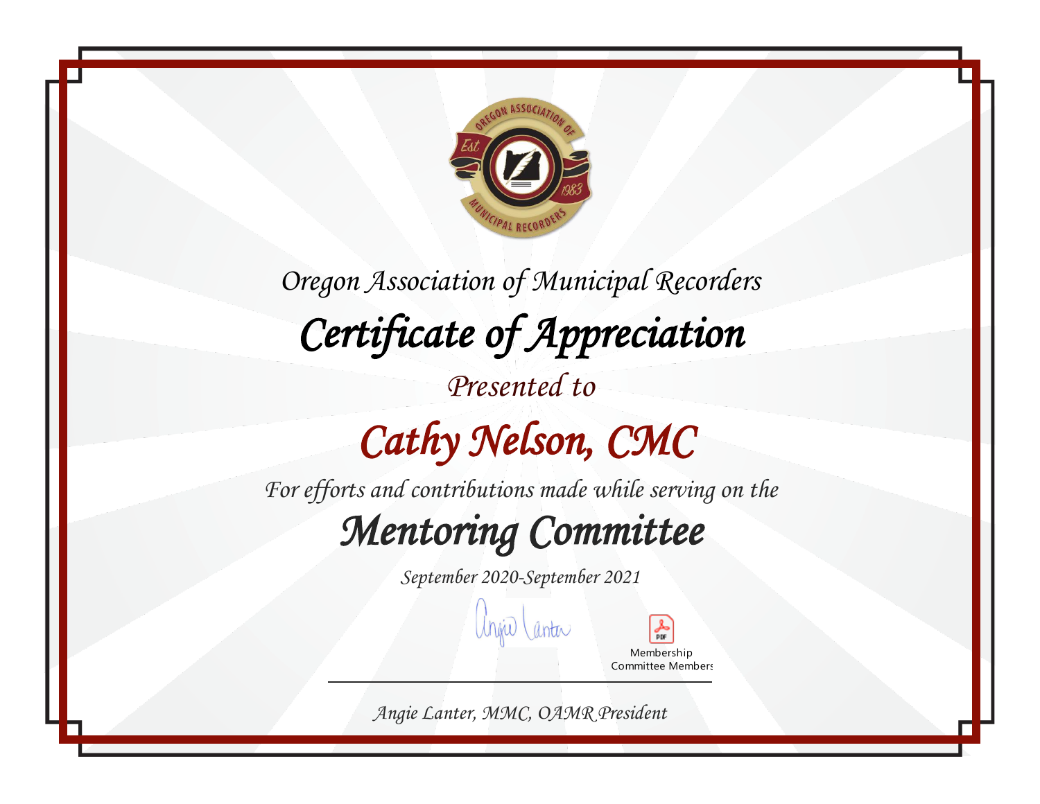Oregon Association of Municipal Recorders

# Certificate of Appreciation

Presented to

## Cathy Nelson, CMC

For efforts and contributions made while serving on the

## Mentoring Committee

September 2020-September 2021

Membership Committee Members

Angie Lanter, MMC, OAMR President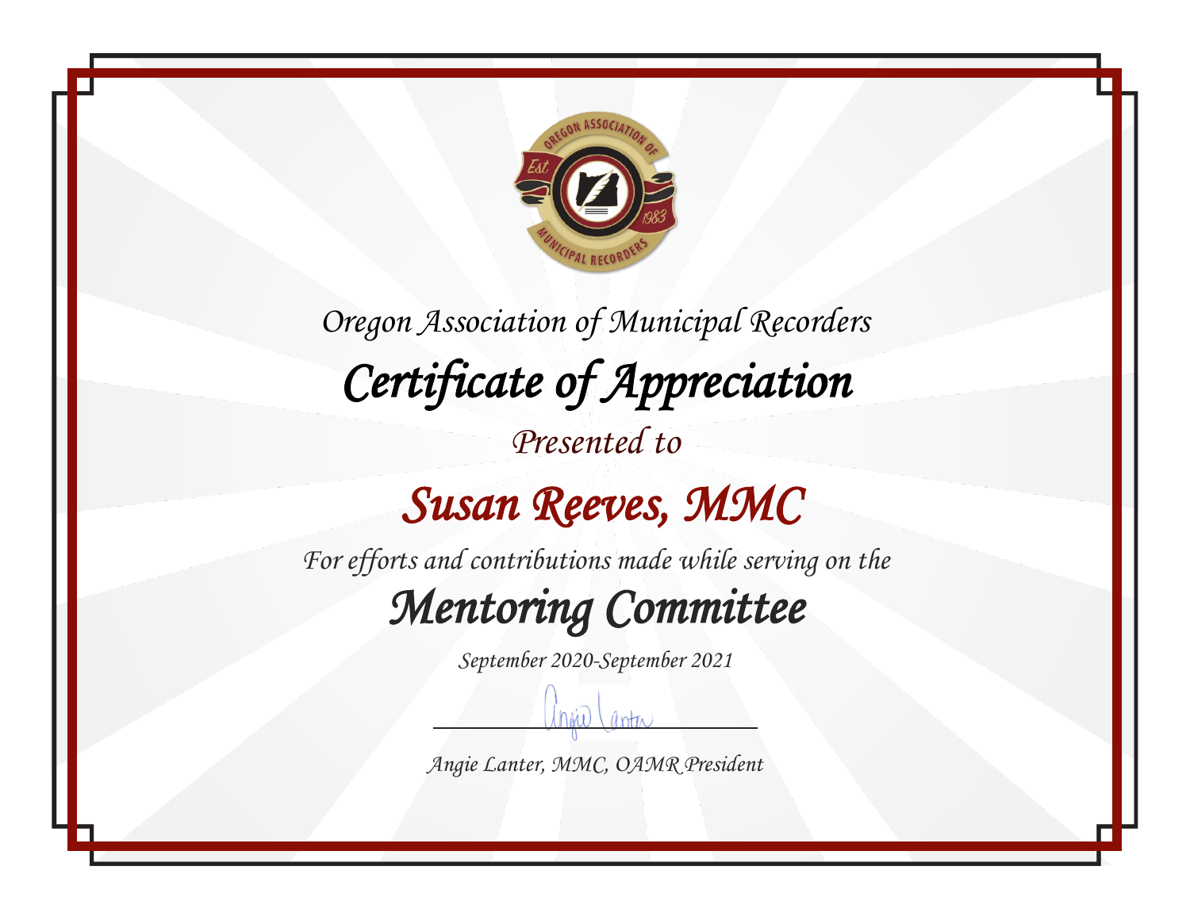*Oregon Association of Municipal Recorders*

# *Certificate of Appreciation*

*Presented to*

## *Susan Reeves, MMC*

*For efforts and contributions made while serving on the*

## *Mentoring Committee*

*September 2020-September 2021*

*Angie Lanter, MMC, OAMR President*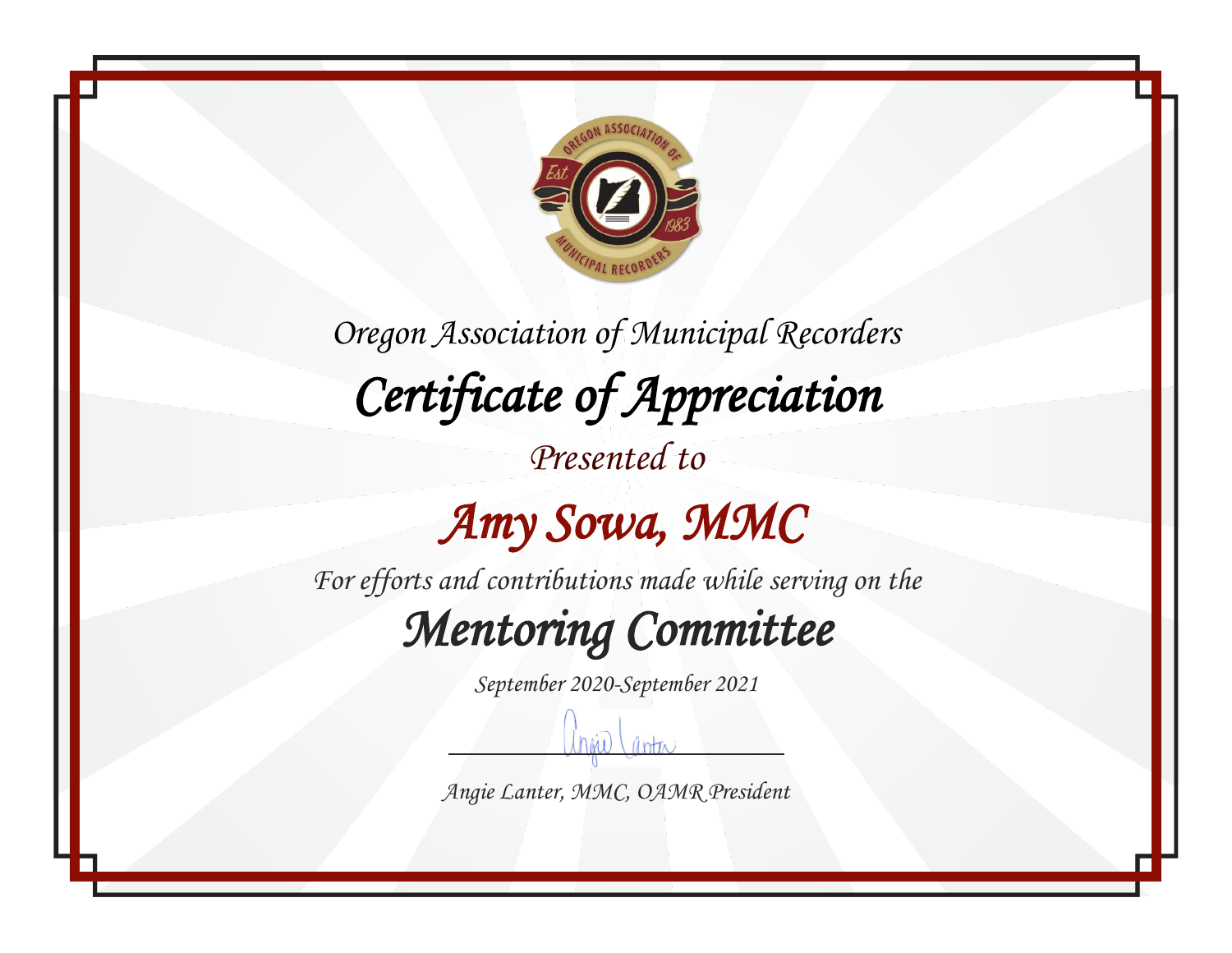Oregon Association of Municipal Recorders

# Certificate of Appreciation

Presented to

## Amy Sowa, MMC

For efforts and contributions made while serving on the

## Mentoring Committee

September 2020-September 2021

Angie Lanter, MMC, OAMR President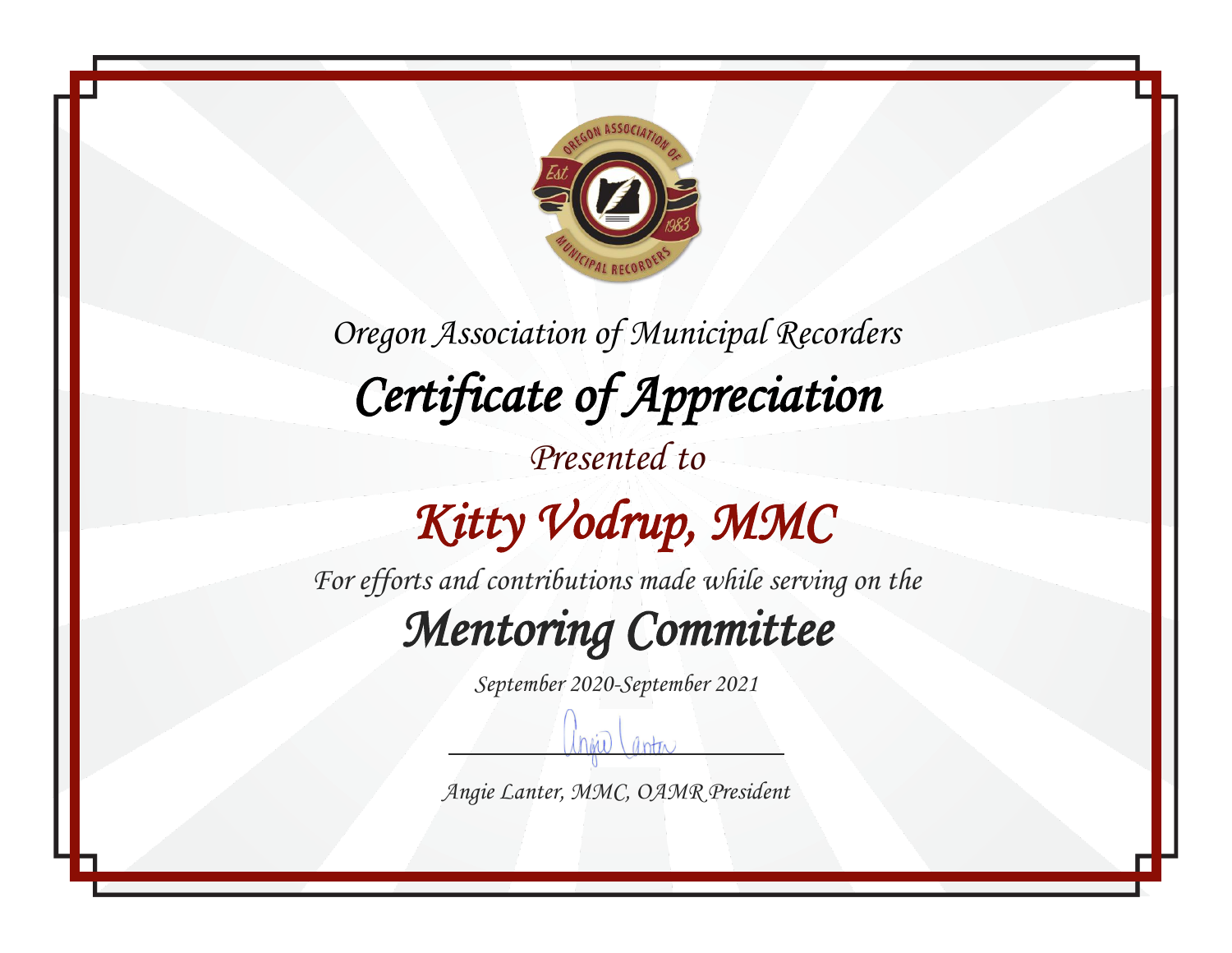Oregon Association of Municipal Recorders

# Certificate of Appreciation

Presented to

## Kitty Vodrup, MMC

For efforts and contributions made while serving on the

## Mentoring Committee

September 2020-September 2021

Angie Lanter, MMC, OAMR President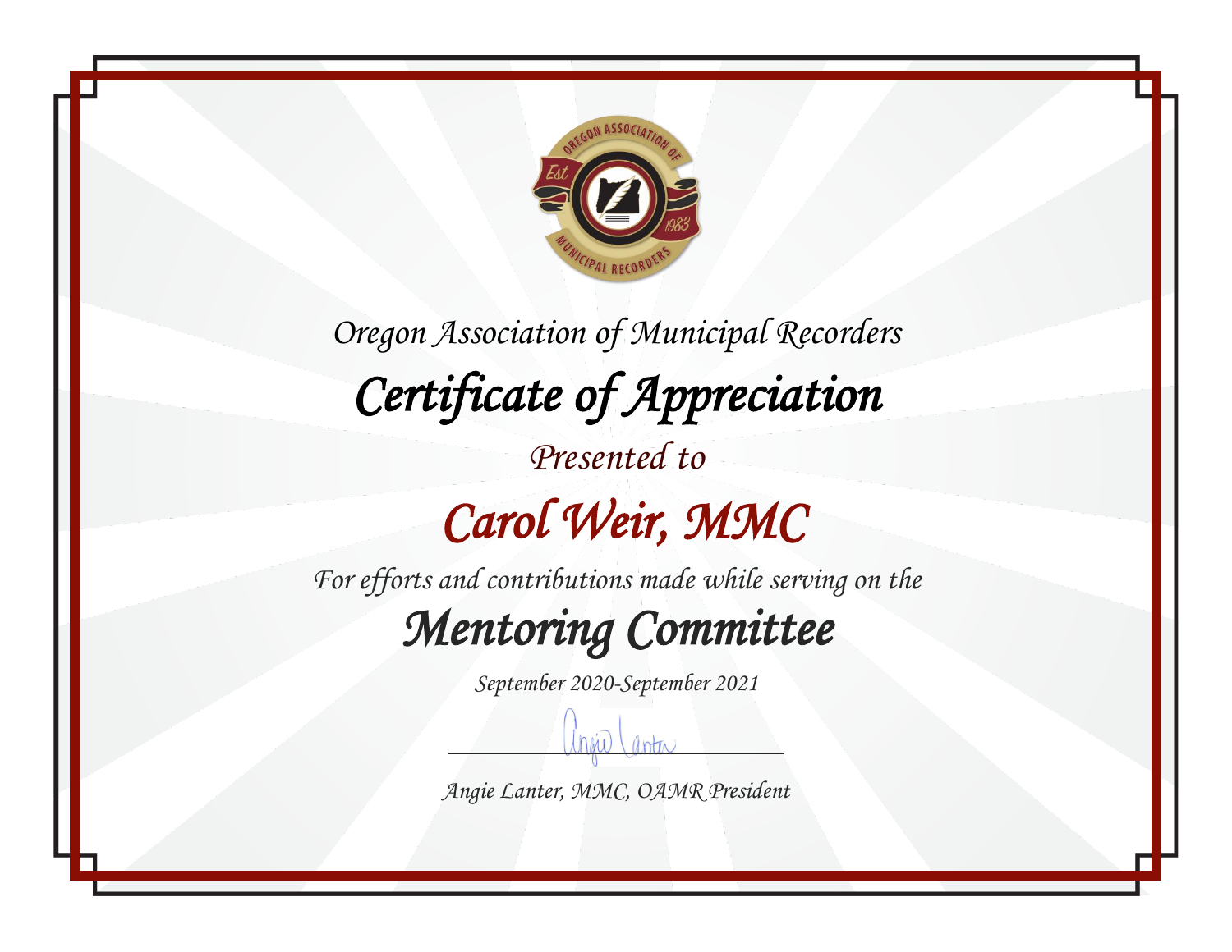Oregon Association of Municipal Recorders

# Certificate of Appreciation

Presented to

## Carol Weir, MMC

For efforts and contributions made while serving on the

## Mentoring Committee

September 2020-September 2021

Angie Lanter, MMC, OAMR President